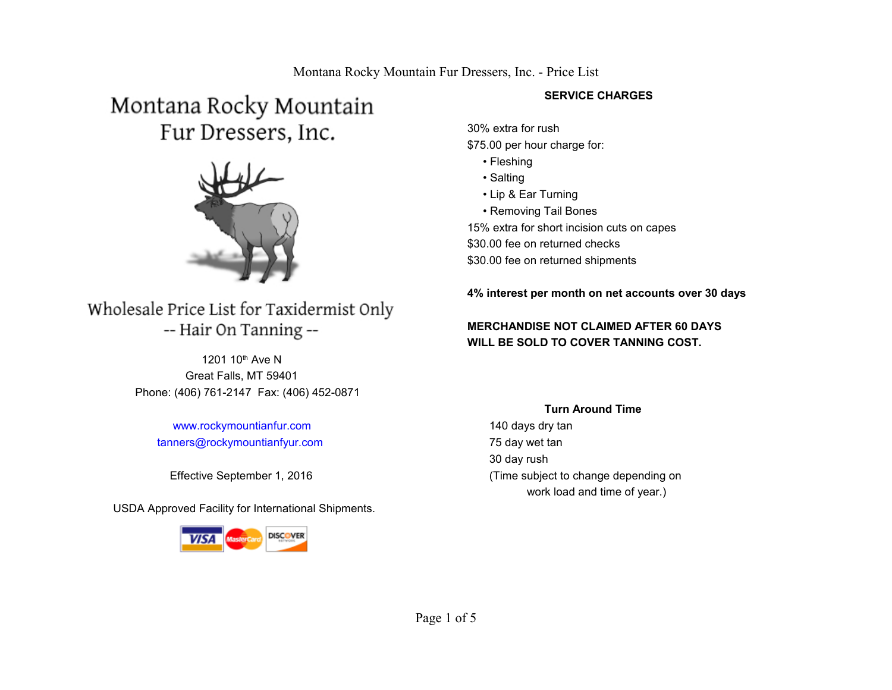# Montana Rocky Mountain Fur Dressers, Inc.

## Wholesale Price List for Taxidermist Only

### -- Hair On Tanning --

1201 10th Ave N
Great Falls, MT 59401
Phone: (406) 761-2147  Fax: (406) 452-0871

www.rockymountianfur.com
tanners@rockymountianfyur.com

Effective September 1, 2016

USDA Approved Facility for International Shipments.

## SERVICE CHARGES

30% extra for rush
$75.00 per hour charge for:

- Fleshing
- Salting
- Lip & Ear Turning
- Removing Tail Bones

15% extra for short incision cuts on capes
$30.00 fee on returned checks
$30.00 fee on returned shipments

**4% interest per month on net accounts over 30 days**

**MERCHANDISE NOT CLAIMED AFTER 60 DAYS WILL BE SOLD TO COVER TANNING COST.**

## Turn Around Time

140 days dry tan
75 day wet tan
30 day rush
(Time subject to change depending on work load and time of year.)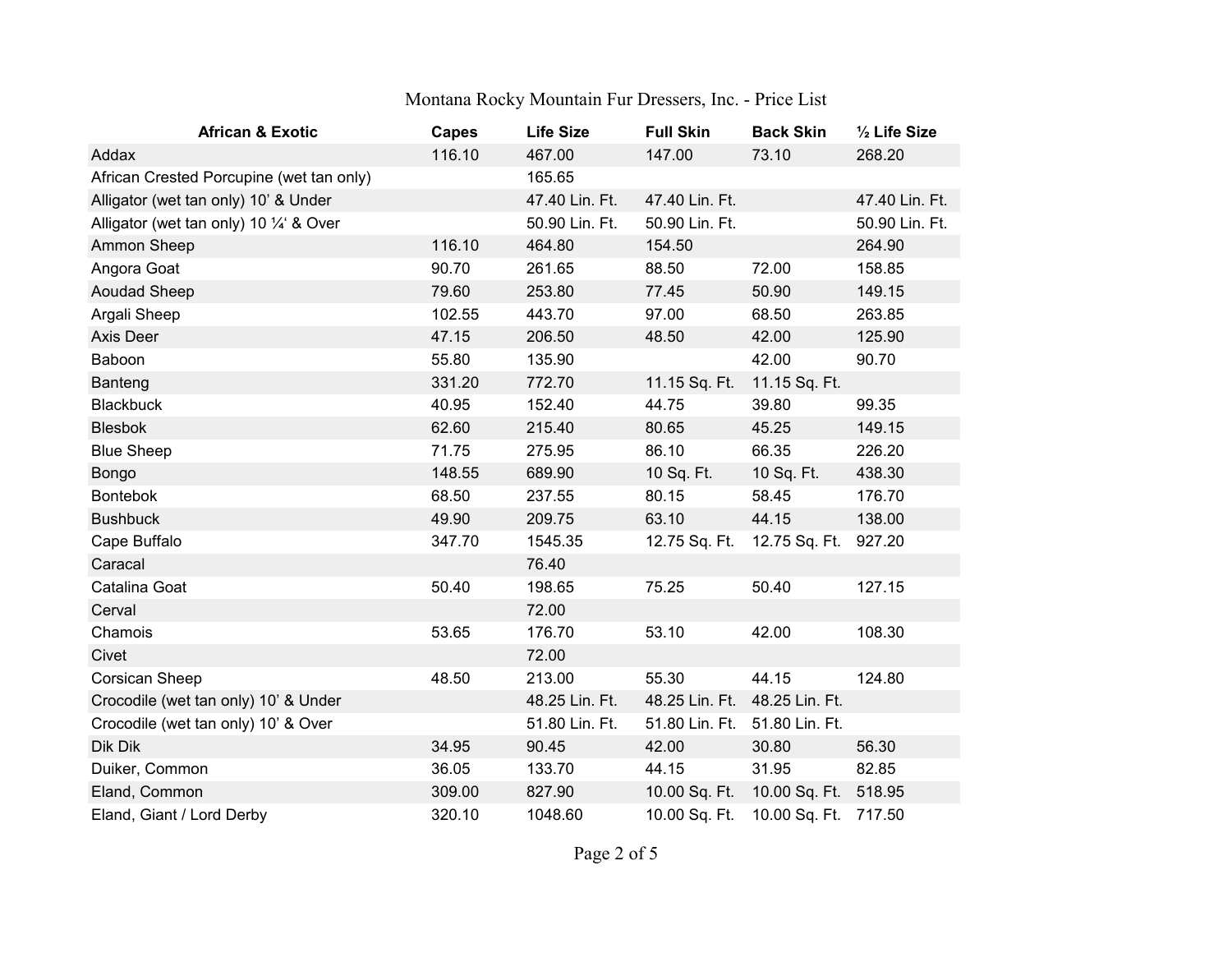# Montana Rocky Mountain Fur Dressers, Inc. - Price List

| African & Exotic | Capes | Life Size | Full Skin | Back Skin | ½ Life Size |
|---|---|---|---|---|---|
| Addax | 116.10 | 467.00 | 147.00 | 73.10 | 268.20 |
| African Crested Porcupine (wet tan only) | | 165.65 | | | |
| Alligator (wet tan only) 10' & Under | | 47.40 Lin. Ft. | 47.40 Lin. Ft. | | 47.40 Lin. Ft. |
| Alligator (wet tan only) 10 ¼' & Over | | 50.90 Lin. Ft. | 50.90 Lin. Ft. | | 50.90 Lin. Ft. |
| Ammon Sheep | 116.10 | 464.80 | 154.50 | | 264.90 |
| Angora Goat | 90.70 | 261.65 | 88.50 | 72.00 | 158.85 |
| Aoudad Sheep | 79.60 | 253.80 | 77.45 | 50.90 | 149.15 |
| Argali Sheep | 102.55 | 443.70 | 97.00 | 68.50 | 263.85 |
| Axis Deer | 47.15 | 206.50 | 48.50 | 42.00 | 125.90 |
| Baboon | 55.80 | 135.90 | | 42.00 | 90.70 |
| Banteng | 331.20 | 772.70 | 11.15 Sq. Ft. | 11.15 Sq. Ft. | |
| Blackbuck | 40.95 | 152.40 | 44.75 | 39.80 | 99.35 |
| Blesbok | 62.60 | 215.40 | 80.65 | 45.25 | 149.15 |
| Blue Sheep | 71.75 | 275.95 | 86.10 | 66.35 | 226.20 |
| Bongo | 148.55 | 689.90 | 10 Sq. Ft. | 10 Sq. Ft. | 438.30 |
| Bontebok | 68.50 | 237.55 | 80.15 | 58.45 | 176.70 |
| Bushbuck | 49.90 | 209.75 | 63.10 | 44.15 | 138.00 |
| Cape Buffalo | 347.70 | 1545.35 | 12.75 Sq. Ft. | 12.75 Sq. Ft. | 927.20 |
| Caracal | | 76.40 | | | |
| Catalina Goat | 50.40 | 198.65 | 75.25 | 50.40 | 127.15 |
| Cerval | | 72.00 | | | |
| Chamois | 53.65 | 176.70 | 53.10 | 42.00 | 108.30 |
| Civet | | 72.00 | | | |
| Corsican Sheep | 48.50 | 213.00 | 55.30 | 44.15 | 124.80 |
| Crocodile (wet tan only) 10' & Under | | 48.25 Lin. Ft. | 48.25 Lin. Ft. | 48.25 Lin. Ft. | |
| Crocodile (wet tan only) 10' & Over | | 51.80 Lin. Ft. | 51.80 Lin. Ft. | 51.80 Lin. Ft. | |
| Dik Dik | 34.95 | 90.45 | 42.00 | 30.80 | 56.30 |
| Duiker, Common | 36.05 | 133.70 | 44.15 | 31.95 | 82.85 |
| Eland, Common | 309.00 | 827.90 | 10.00 Sq. Ft. | 10.00 Sq. Ft. | 518.95 |
| Eland, Giant / Lord Derby | 320.10 | 1048.60 | 10.00 Sq. Ft. | 10.00 Sq. Ft. | 717.50 |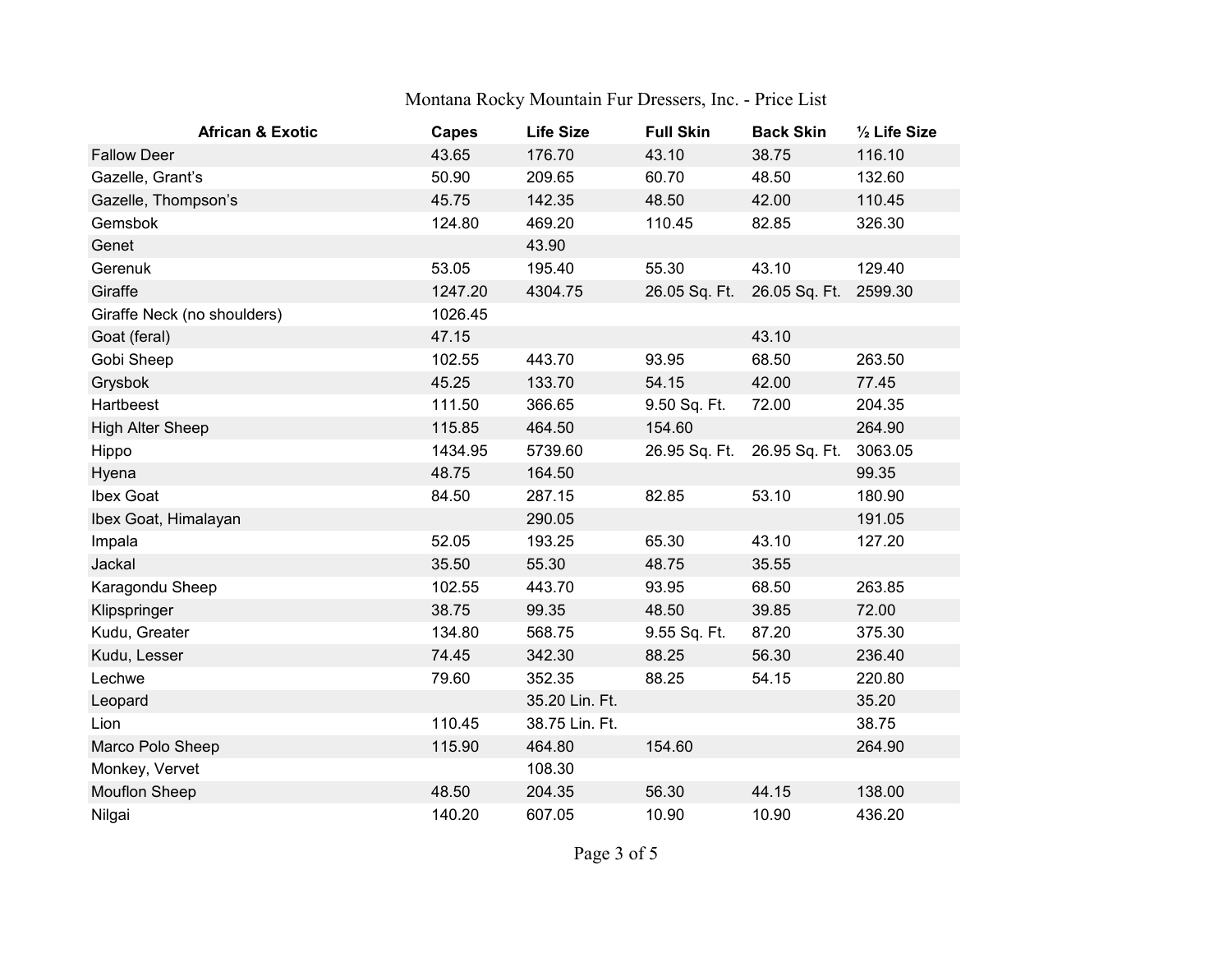Montana Rocky Mountain Fur Dressers, Inc. - Price List

| African & Exotic | Capes | Life Size | Full Skin | Back Skin | ½ Life Size |
|---|---|---|---|---|---|
| Fallow Deer | 43.65 | 176.70 | 43.10 | 38.75 | 116.10 |
| Gazelle, Grant's | 50.90 | 209.65 | 60.70 | 48.50 | 132.60 |
| Gazelle, Thompson's | 45.75 | 142.35 | 48.50 | 42.00 | 110.45 |
| Gemsbok | 124.80 | 469.20 | 110.45 | 82.85 | 326.30 |
| Genet | | 43.90 | | | |
| Gerenuk | 53.05 | 195.40 | 55.30 | 43.10 | 129.40 |
| Giraffe | 1247.20 | 4304.75 | 26.05 Sq. Ft. | 26.05 Sq. Ft. | 2599.30 |
| Giraffe Neck (no shoulders) | 1026.45 | | | | |
| Goat (feral) | 47.15 | | | 43.10 | |
| Gobi Sheep | 102.55 | 443.70 | 93.95 | 68.50 | 263.50 |
| Grysbok | 45.25 | 133.70 | 54.15 | 42.00 | 77.45 |
| Hartbeest | 111.50 | 366.65 | 9.50 Sq. Ft. | 72.00 | 204.35 |
| High Alter Sheep | 115.85 | 464.50 | 154.60 | | 264.90 |
| Hippo | 1434.95 | 5739.60 | 26.95 Sq. Ft. | 26.95 Sq. Ft. | 3063.05 |
| Hyena | 48.75 | 164.50 | | | 99.35 |
| Ibex Goat | 84.50 | 287.15 | 82.85 | 53.10 | 180.90 |
| Ibex Goat, Himalayan | | 290.05 | | | 191.05 |
| Impala | 52.05 | 193.25 | 65.30 | 43.10 | 127.20 |
| Jackal | 35.50 | 55.30 | 48.75 | 35.55 | |
| Karagondu Sheep | 102.55 | 443.70 | 93.95 | 68.50 | 263.85 |
| Klipspringer | 38.75 | 99.35 | 48.50 | 39.85 | 72.00 |
| Kudu, Greater | 134.80 | 568.75 | 9.55 Sq. Ft. | 87.20 | 375.30 |
| Kudu, Lesser | 74.45 | 342.30 | 88.25 | 56.30 | 236.40 |
| Lechwe | 79.60 | 352.35 | 88.25 | 54.15 | 220.80 |
| Leopard | | 35.20 Lin. Ft. | | | 35.20 |
| Lion | 110.45 | 38.75 Lin. Ft. | | | 38.75 |
| Marco Polo Sheep | 115.90 | 464.80 | 154.60 | | 264.90 |
| Monkey, Vervet | | 108.30 | | | |
| Mouflon Sheep | 48.50 | 204.35 | 56.30 | 44.15 | 138.00 |
| Nilgai | 140.20 | 607.05 | 10.90 | 10.90 | 436.20 |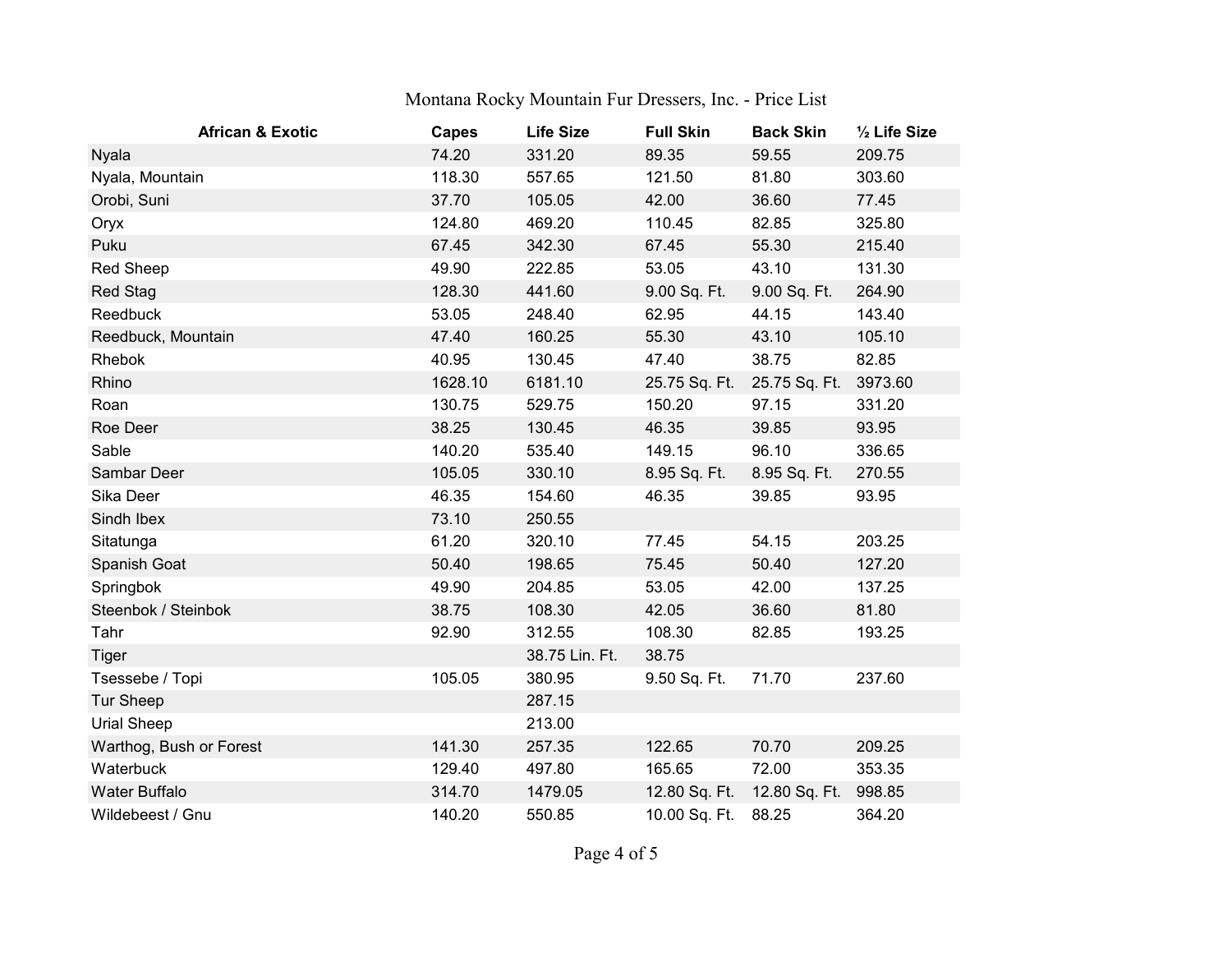Montana Rocky Mountain Fur Dressers, Inc. - Price List

| African & Exotic | Capes | Life Size | Full Skin | Back Skin | ½ Life Size |
|---|---|---|---|---|---|
| Nyala | 74.20 | 331.20 | 89.35 | 59.55 | 209.75 |
| Nyala, Mountain | 118.30 | 557.65 | 121.50 | 81.80 | 303.60 |
| Orobi, Suni | 37.70 | 105.05 | 42.00 | 36.60 | 77.45 |
| Oryx | 124.80 | 469.20 | 110.45 | 82.85 | 325.80 |
| Puku | 67.45 | 342.30 | 67.45 | 55.30 | 215.40 |
| Red Sheep | 49.90 | 222.85 | 53.05 | 43.10 | 131.30 |
| Red Stag | 128.30 | 441.60 | 9.00 Sq. Ft. | 9.00 Sq. Ft. | 264.90 |
| Reedbuck | 53.05 | 248.40 | 62.95 | 44.15 | 143.40 |
| Reedbuck, Mountain | 47.40 | 160.25 | 55.30 | 43.10 | 105.10 |
| Rhebok | 40.95 | 130.45 | 47.40 | 38.75 | 82.85 |
| Rhino | 1628.10 | 6181.10 | 25.75 Sq. Ft. | 25.75 Sq. Ft. | 3973.60 |
| Roan | 130.75 | 529.75 | 150.20 | 97.15 | 331.20 |
| Roe Deer | 38.25 | 130.45 | 46.35 | 39.85 | 93.95 |
| Sable | 140.20 | 535.40 | 149.15 | 96.10 | 336.65 |
| Sambar Deer | 105.05 | 330.10 | 8.95 Sq. Ft. | 8.95 Sq. Ft. | 270.55 |
| Sika Deer | 46.35 | 154.60 | 46.35 | 39.85 | 93.95 |
| Sindh Ibex | 73.10 | 250.55 | | | |
| Sitatunga | 61.20 | 320.10 | 77.45 | 54.15 | 203.25 |
| Spanish Goat | 50.40 | 198.65 | 75.45 | 50.40 | 127.20 |
| Springbok | 49.90 | 204.85 | 53.05 | 42.00 | 137.25 |
| Steenbok / Steinbok | 38.75 | 108.30 | 42.05 | 36.60 | 81.80 |
| Tahr | 92.90 | 312.55 | 108.30 | 82.85 | 193.25 |
| Tiger | | 38.75 Lin. Ft. | 38.75 | | |
| Tsessebe / Topi | 105.05 | 380.95 | 9.50 Sq. Ft. | 71.70 | 237.60 |
| Tur Sheep | | 287.15 | | | |
| Urial Sheep | | 213.00 | | | |
| Warthog, Bush or Forest | 141.30 | 257.35 | 122.65 | 70.70 | 209.25 |
| Waterbuck | 129.40 | 497.80 | 165.65 | 72.00 | 353.35 |
| Water Buffalo | 314.70 | 1479.05 | 12.80 Sq. Ft. | 12.80 Sq. Ft. | 998.85 |
| Wildebeest / Gnu | 140.20 | 550.85 | 10.00 Sq. Ft. | 88.25 | 364.20 |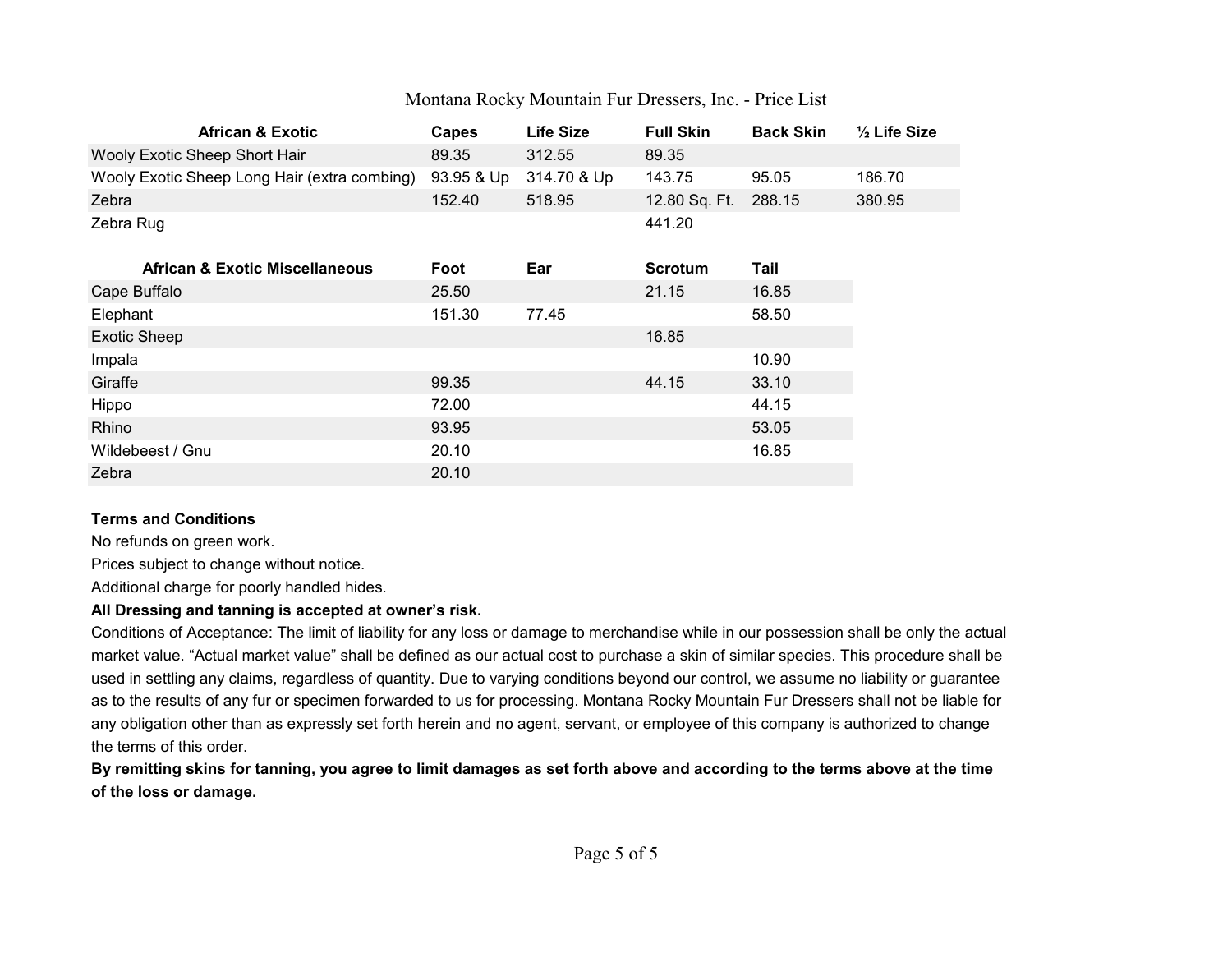Montana Rocky Mountain Fur Dressers, Inc. - Price List

| African & Exotic | Capes | Life Size | Full Skin | Back Skin | ½ Life Size |
|---|---|---|---|---|---|
| Wooly Exotic Sheep Short Hair | 89.35 | 312.55 | 89.35 | | |
| Wooly Exotic Sheep Long Hair (extra combing) | 93.95 & Up | 314.70 & Up | 143.75 | 95.05 | 186.70 |
| Zebra | 152.40 | 518.95 | 12.80 Sq. Ft. | 288.15 | 380.95 |
| Zebra Rug | | | 441.20 | | |

| African & Exotic Miscellaneous | Foot | Ear | Scrotum | Tail |
|---|---|---|---|---|
| Cape Buffalo | 25.50 | | 21.15 | 16.85 |
| Elephant | 151.30 | 77.45 | | 58.50 |
| Exotic Sheep | | | 16.85 | |
| Impala | | | | 10.90 |
| Giraffe | 99.35 | | 44.15 | 33.10 |
| Hippo | 72.00 | | | 44.15 |
| Rhino | 93.95 | | | 53.05 |
| Wildebeest / Gnu | 20.10 | | | 16.85 |
| Zebra | 20.10 | | | |

**Terms and Conditions**

No refunds on green work.

Prices subject to change without notice.

Additional charge for poorly handled hides.

**All Dressing and tanning is accepted at owner's risk.**

Conditions of Acceptance: The limit of liability for any loss or damage to merchandise while in our possession shall be only the actual market value. "Actual market value" shall be defined as our actual cost to purchase a skin of similar species. This procedure shall be used in settling any claims, regardless of quantity. Due to varying conditions beyond our control, we assume no liability or guarantee as to the results of any fur or specimen forwarded to us for processing. Montana Rocky Mountain Fur Dressers shall not be liable for any obligation other than as expressly set forth herein and no agent, servant, or employee of this company is authorized to change the terms of this order.

**By remitting skins for tanning, you agree to limit damages as set forth above and according to the terms above at the time of the loss or damage.**